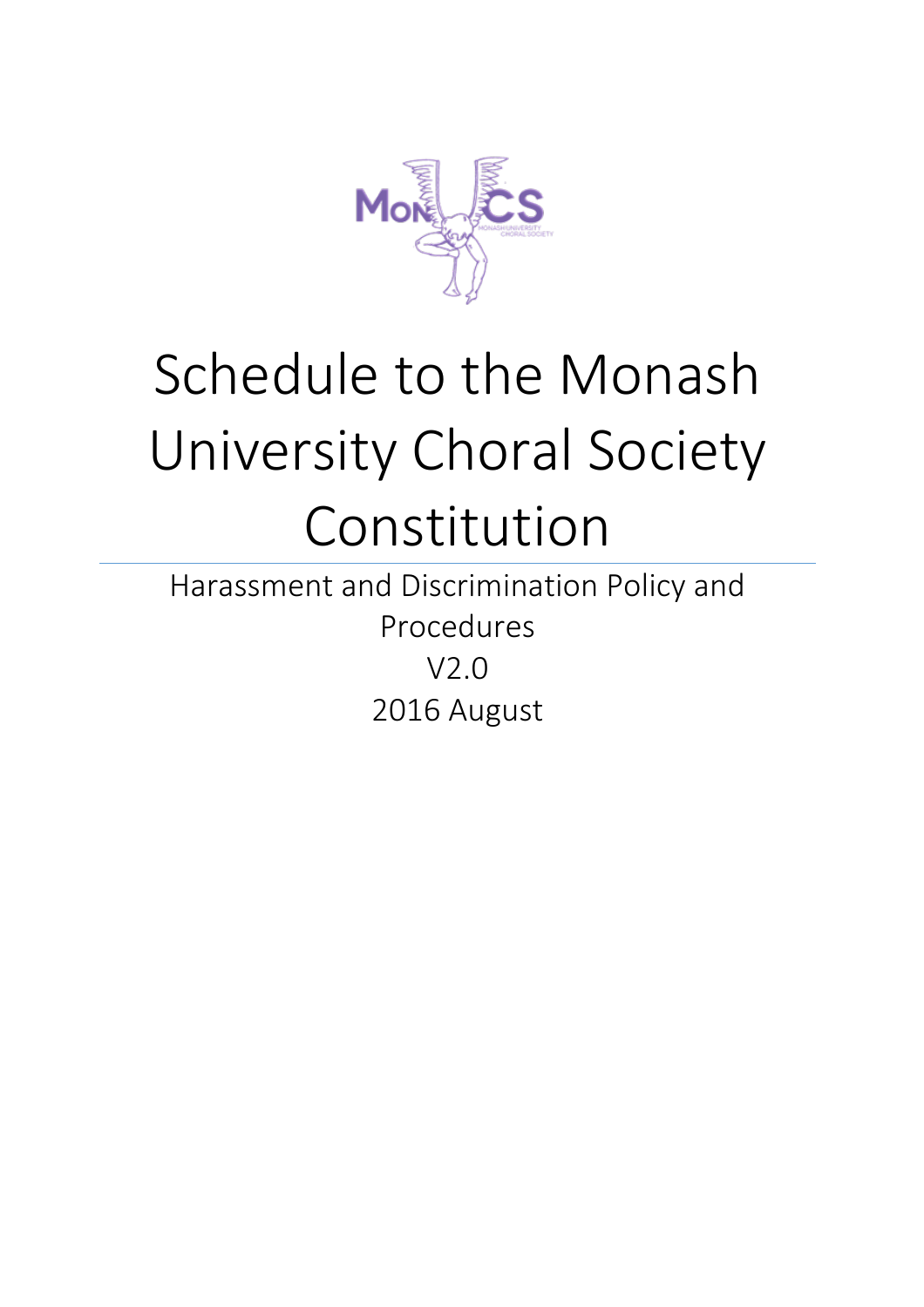# Schedule to the Monash University Choral Society Constitution

Harassment and Discrimination Policy and Procedures

V2.0

2016 August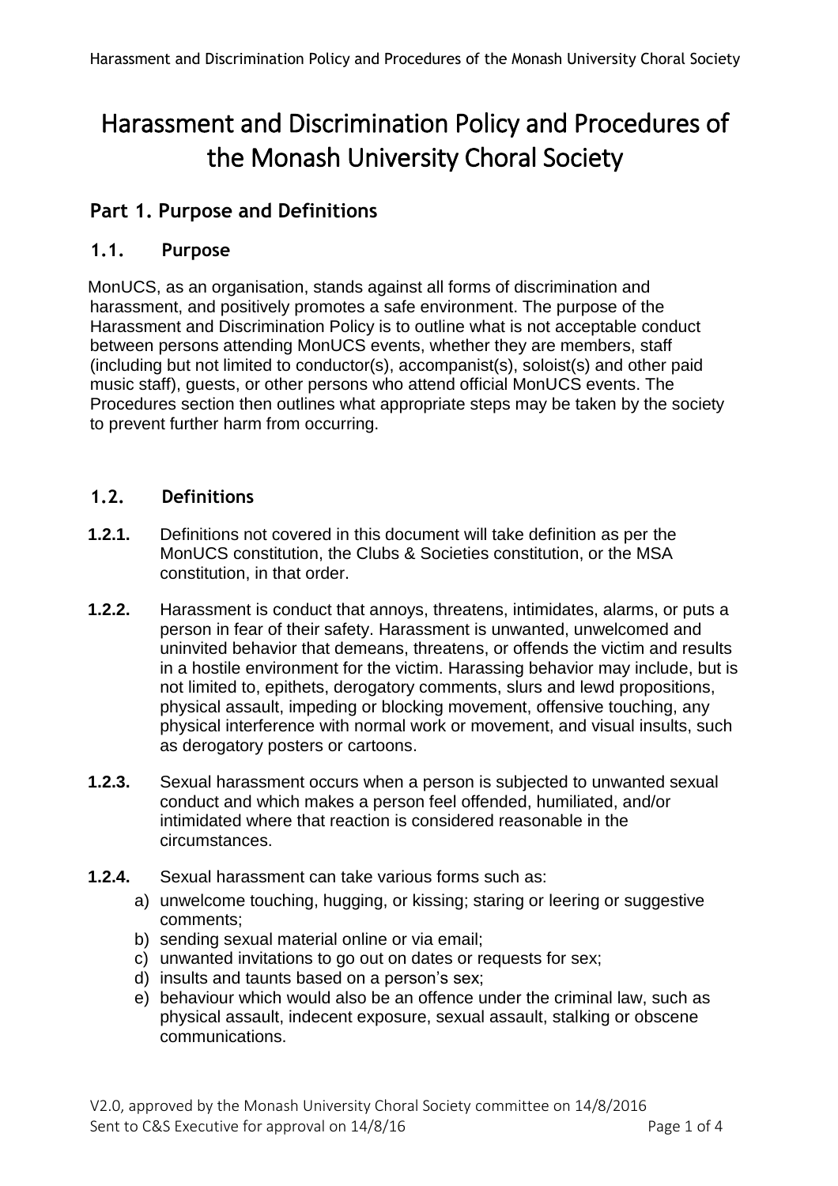# Harassment and Discrimination Policy and Procedures of the Monash University Choral Society

## Part 1. Purpose and Definitions

### 1.1. Purpose

MonUCS, as an organisation, stands against all forms of discrimination and harassment, and positively promotes a safe environment. The purpose of the Harassment and Discrimination Policy is to outline what is not acceptable conduct between persons attending MonUCS events, whether they are members, staff (including but not limited to conductor(s), accompanist(s), soloist(s) and other paid music staff), guests, or other persons who attend official MonUCS events. The Procedures section then outlines what appropriate steps may be taken by the society to prevent further harm from occurring.

### 1.2. Definitions

**1.2.1.** Definitions not covered in this document will take definition as per the MonUCS constitution, the Clubs & Societies constitution, or the MSA constitution, in that order.

**1.2.2.** Harassment is conduct that annoys, threatens, intimidates, alarms, or puts a person in fear of their safety. Harassment is unwanted, unwelcomed and uninvited behavior that demeans, threatens, or offends the victim and results in a hostile environment for the victim. Harassing behavior may include, but is not limited to, epithets, derogatory comments, slurs and lewd propositions, physical assault, impeding or blocking movement, offensive touching, any physical interference with normal work or movement, and visual insults, such as derogatory posters or cartoons.

**1.2.3.** Sexual harassment occurs when a person is subjected to unwanted sexual conduct and which makes a person feel offended, humiliated, and/or intimidated where that reaction is considered reasonable in the circumstances.

**1.2.4.** Sexual harassment can take various forms such as:

a) unwelcome touching, hugging, or kissing; staring or leering or suggestive comments;
b) sending sexual material online or via email;
c) unwanted invitations to go out on dates or requests for sex;
d) insults and taunts based on a person's sex;
e) behaviour which would also be an offence under the criminal law, such as physical assault, indecent exposure, sexual assault, stalking or obscene communications.

V2.0, approved by the Monash University Choral Society committee on 14/8/2016
Sent to C&S Executive for approval on 14/8/16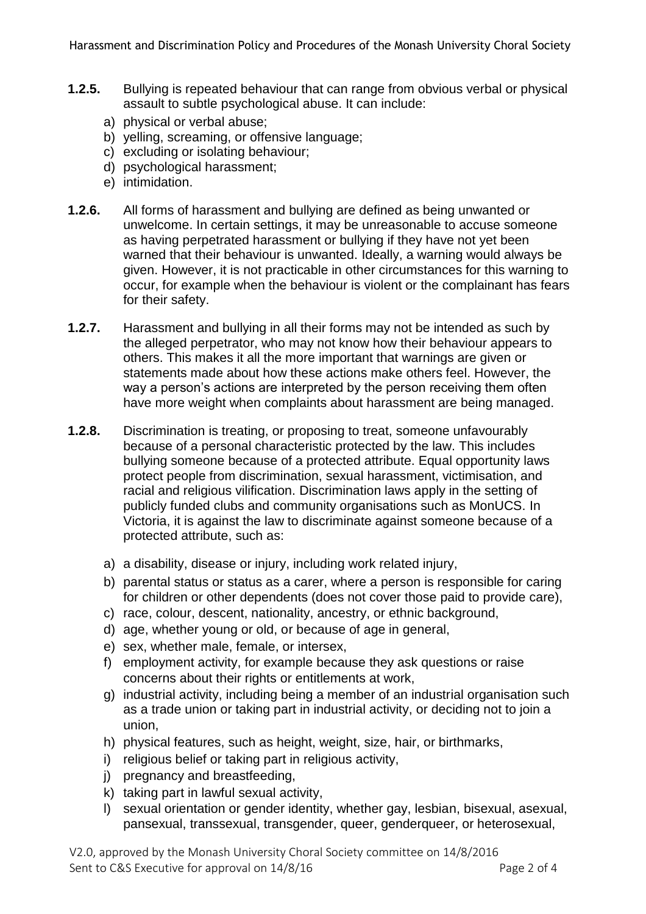**1.2.5.** Bullying is repeated behaviour that can range from obvious verbal or physical assault to subtle psychological abuse. It can include:

a) physical or verbal abuse;
b) yelling, screaming, or offensive language;
c) excluding or isolating behaviour;
d) psychological harassment;
e) intimidation.

**1.2.6.** All forms of harassment and bullying are defined as being unwanted or unwelcome. In certain settings, it may be unreasonable to accuse someone as having perpetrated harassment or bullying if they have not yet been warned that their behaviour is unwanted. Ideally, a warning would always be given. However, it is not practicable in other circumstances for this warning to occur, for example when the behaviour is violent or the complainant has fears for their safety.

**1.2.7.** Harassment and bullying in all their forms may not be intended as such by the alleged perpetrator, who may not know how their behaviour appears to others. This makes it all the more important that warnings are given or statements made about how these actions make others feel. However, the way a person's actions are interpreted by the person receiving them often have more weight when complaints about harassment are being managed.

**1.2.8.** Discrimination is treating, or proposing to treat, someone unfavourably because of a personal characteristic protected by the law. This includes bullying someone because of a protected attribute. Equal opportunity laws protect people from discrimination, sexual harassment, victimisation, and racial and religious vilification. Discrimination laws apply in the setting of publicly funded clubs and community organisations such as MonUCS. In Victoria, it is against the law to discriminate against someone because of a protected attribute, such as:

a) a disability, disease or injury, including work related injury,
b) parental status or status as a carer, where a person is responsible for caring for children or other dependents (does not cover those paid to provide care),
c) race, colour, descent, nationality, ancestry, or ethnic background,
d) age, whether young or old, or because of age in general,
e) sex, whether male, female, or intersex,
f) employment activity, for example because they ask questions or raise concerns about their rights or entitlements at work,
g) industrial activity, including being a member of an industrial organisation such as a trade union or taking part in industrial activity, or deciding not to join a union,
h) physical features, such as height, weight, size, hair, or birthmarks,
i) religious belief or taking part in religious activity,
j) pregnancy and breastfeeding,
k) taking part in lawful sexual activity,
l) sexual orientation or gender identity, whether gay, lesbian, bisexual, asexual, pansexual, transsexual, transgender, queer, genderqueer, or heterosexual,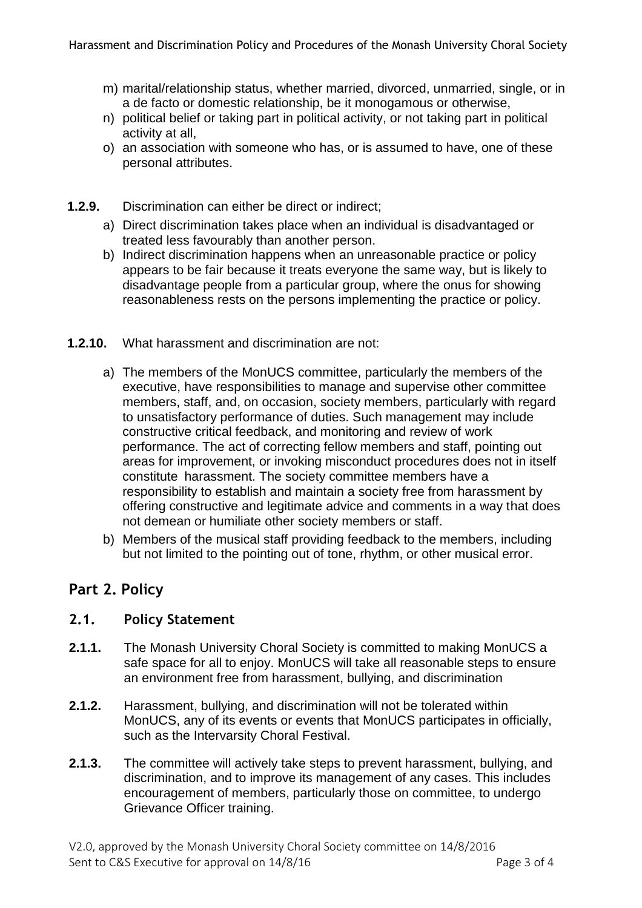m) marital/relationship status, whether married, divorced, unmarried, single, or in a de facto or domestic relationship, be it monogamous or otherwise,
n) political belief or taking part in political activity, or not taking part in political activity at all,
o) an association with someone who has, or is assumed to have, one of these personal attributes.

**1.2.9.** Discrimination can either be direct or indirect;

a) Direct discrimination takes place when an individual is disadvantaged or treated less favourably than another person.
b) Indirect discrimination happens when an unreasonable practice or policy appears to be fair because it treats everyone the same way, but is likely to disadvantage people from a particular group, where the onus for showing reasonableness rests on the persons implementing the practice or policy.

**1.2.10.** What harassment and discrimination are not:

a) The members of the MonUCS committee, particularly the members of the executive, have responsibilities to manage and supervise other committee members, staff, and, on occasion, society members, particularly with regard to unsatisfactory performance of duties. Such management may include constructive critical feedback, and monitoring and review of work performance. The act of correcting fellow members and staff, pointing out areas for improvement, or invoking misconduct procedures does not in itself constitute harassment. The society committee members have a responsibility to establish and maintain a society free from harassment by offering constructive and legitimate advice and comments in a way that does not demean or humiliate other society members or staff.
b) Members of the musical staff providing feedback to the members, including but not limited to the pointing out of tone, rhythm, or other musical error.

## Part 2. Policy

### 2.1. Policy Statement

**2.1.1.** The Monash University Choral Society is committed to making MonUCS a safe space for all to enjoy. MonUCS will take all reasonable steps to ensure an environment free from harassment, bullying, and discrimination

**2.1.2.** Harassment, bullying, and discrimination will not be tolerated within MonUCS, any of its events or events that MonUCS participates in officially, such as the Intervarsity Choral Festival.

**2.1.3.** The committee will actively take steps to prevent harassment, bullying, and discrimination, and to improve its management of any cases. This includes encouragement of members, particularly those on committee, to undergo Grievance Officer training.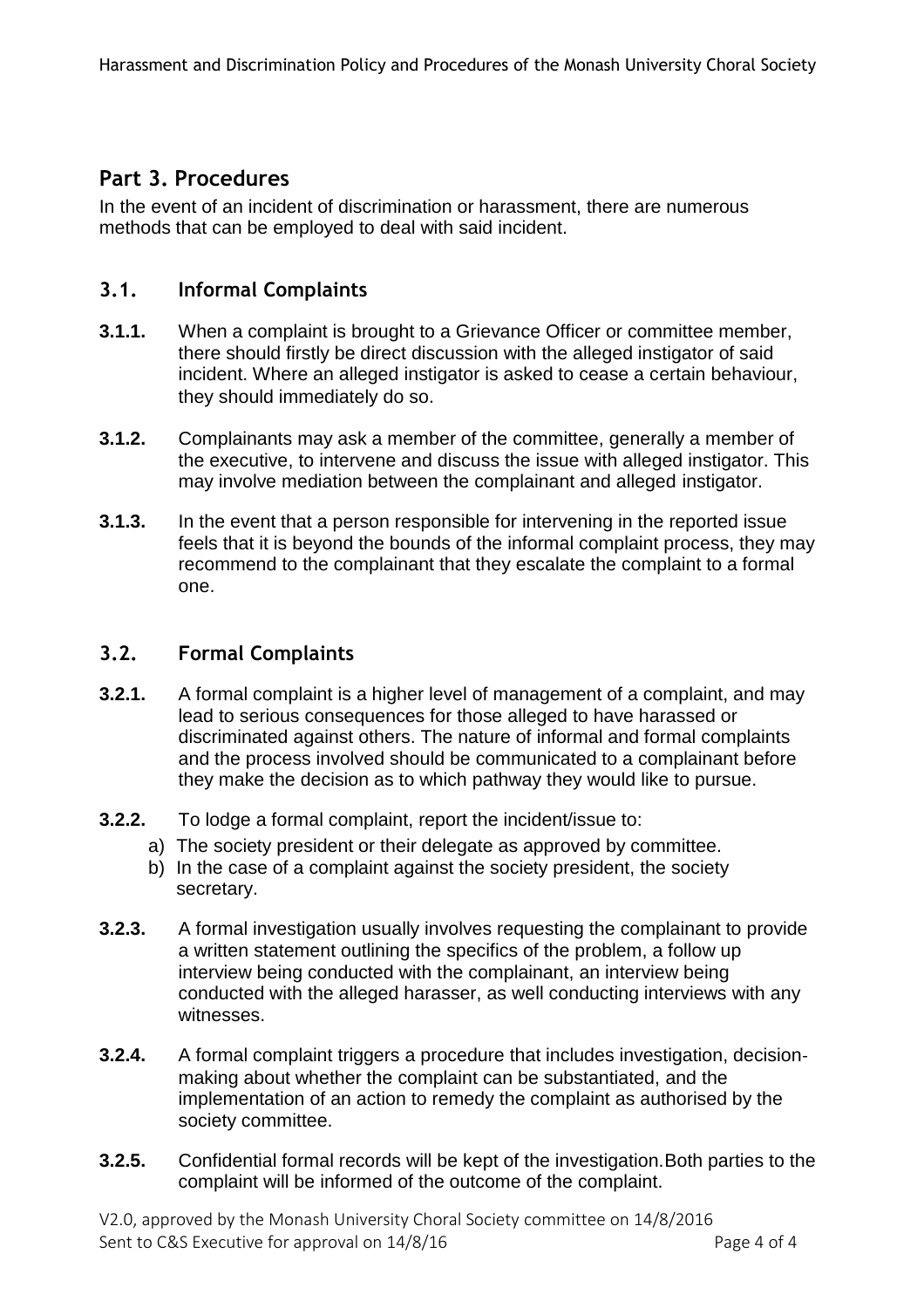## Part 3. Procedures

In the event of an incident of discrimination or harassment, there are numerous methods that can be employed to deal with said incident.

### 3.1. Informal Complaints

**3.1.1.** When a complaint is brought to a Grievance Officer or committee member, there should firstly be direct discussion with the alleged instigator of said incident. Where an alleged instigator is asked to cease a certain behaviour, they should immediately do so.

**3.1.2.** Complainants may ask a member of the committee, generally a member of the executive, to intervene and discuss the issue with alleged instigator. This may involve mediation between the complainant and alleged instigator.

**3.1.3.** In the event that a person responsible for intervening in the reported issue feels that it is beyond the bounds of the informal complaint process, they may recommend to the complainant that they escalate the complaint to a formal one.

### 3.2. Formal Complaints

**3.2.1.** A formal complaint is a higher level of management of a complaint, and may lead to serious consequences for those alleged to have harassed or discriminated against others. The nature of informal and formal complaints and the process involved should be communicated to a complainant before they make the decision as to which pathway they would like to pursue.

**3.2.2.** To lodge a formal complaint, report the incident/issue to:

a) The society president or their delegate as approved by committee.
b) In the case of a complaint against the society president, the society secretary.

**3.2.3.** A formal investigation usually involves requesting the complainant to provide a written statement outlining the specifics of the problem, a follow up interview being conducted with the complainant, an interview being conducted with the alleged harasser, as well conducting interviews with any witnesses.

**3.2.4.** A formal complaint triggers a procedure that includes investigation, decision-making about whether the complaint can be substantiated, and the implementation of an action to remedy the complaint as authorised by the society committee.

**3.2.5.** Confidential formal records will be kept of the investigation. Both parties to the complaint will be informed of the outcome of the complaint.

V2.0, approved by the Monash University Choral Society committee on 14/8/2016
Sent to C&S Executive for approval on 14/8/16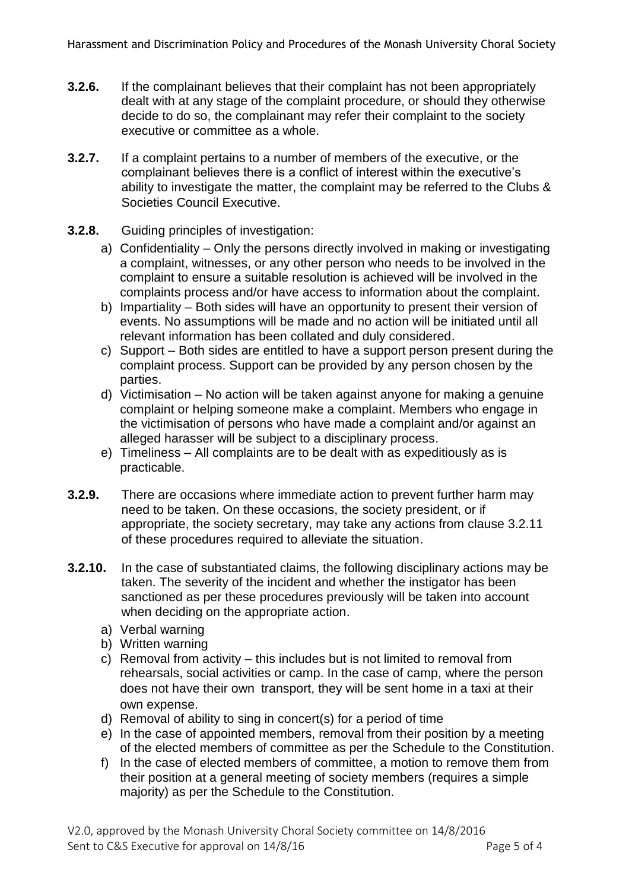**3.2.6.** If the complainant believes that their complaint has not been appropriately dealt with at any stage of the complaint procedure, or should they otherwise decide to do so, the complainant may refer their complaint to the society executive or committee as a whole.

**3.2.7.** If a complaint pertains to a number of members of the executive, or the complainant believes there is a conflict of interest within the executive's ability to investigate the matter, the complaint may be referred to the Clubs & Societies Council Executive.

**3.2.8.** Guiding principles of investigation:

a) Confidentiality – Only the persons directly involved in making or investigating a complaint, witnesses, or any other person who needs to be involved in the complaint to ensure a suitable resolution is achieved will be involved in the complaints process and/or have access to information about the complaint.

b) Impartiality – Both sides will have an opportunity to present their version of events. No assumptions will be made and no action will be initiated until all relevant information has been collated and duly considered.

c) Support – Both sides are entitled to have a support person present during the complaint process. Support can be provided by any person chosen by the parties.

d) Victimisation – No action will be taken against anyone for making a genuine complaint or helping someone make a complaint. Members who engage in the victimisation of persons who have made a complaint and/or against an alleged harasser will be subject to a disciplinary process.

e) Timeliness – All complaints are to be dealt with as expeditiously as is practicable.

**3.2.9.** There are occasions where immediate action to prevent further harm may need to be taken. On these occasions, the society president, or if appropriate, the society secretary, may take any actions from clause 3.2.11 of these procedures required to alleviate the situation.

**3.2.10.** In the case of substantiated claims, the following disciplinary actions may be taken. The severity of the incident and whether the instigator has been sanctioned as per these procedures previously will be taken into account when deciding on the appropriate action.

a) Verbal warning

b) Written warning

c) Removal from activity – this includes but is not limited to removal from rehearsals, social activities or camp. In the case of camp, where the person does not have their own transport, they will be sent home in a taxi at their own expense.

d) Removal of ability to sing in concert(s) for a period of time

e) In the case of appointed members, removal from their position by a meeting of the elected members of committee as per the Schedule to the Constitution.

f) In the case of elected members of committee, a motion to remove them from their position at a general meeting of society members (requires a simple majority) as per the Schedule to the Constitution.

V2.0, approved by the Monash University Choral Society committee on 14/8/2016
Sent to C&S Executive for approval on 14/8/16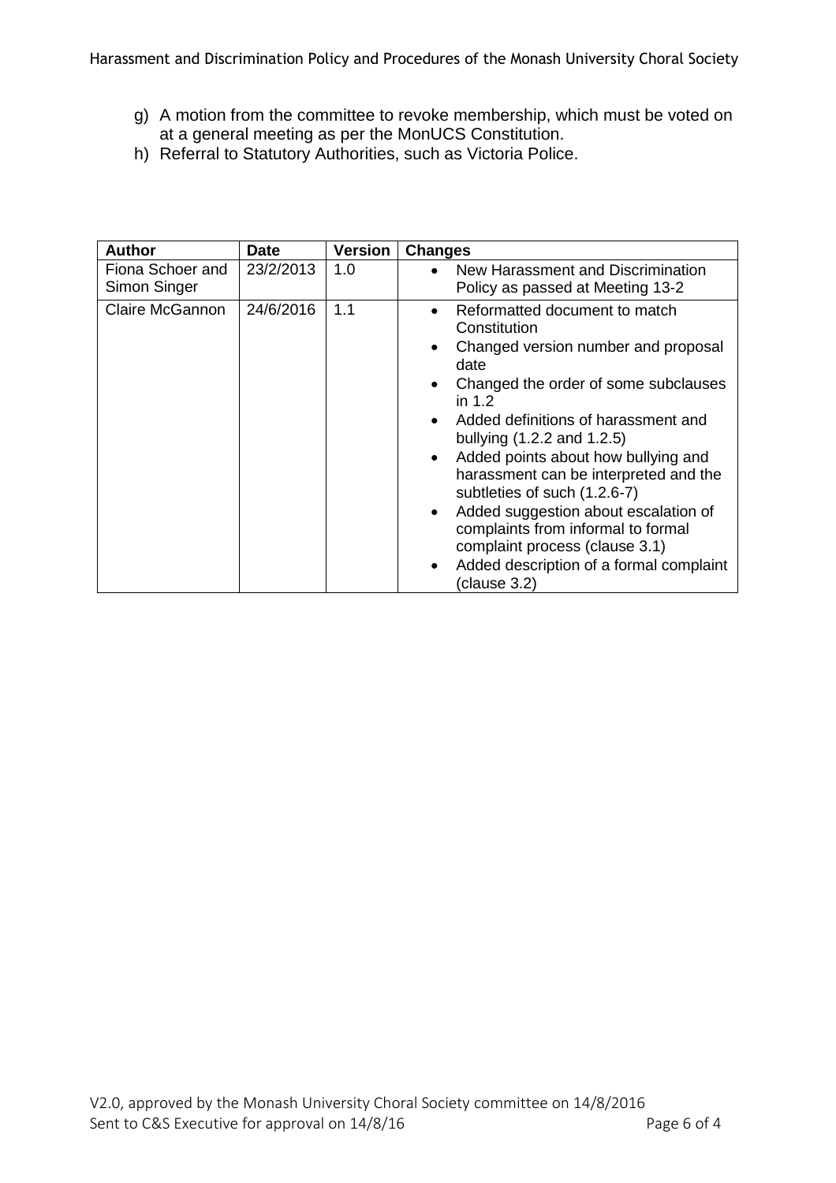g) A motion from the committee to revoke membership, which must be voted on at a general meeting as per the MonUCS Constitution.
h) Referral to Statutory Authorities, such as Victoria Police.

| Author | Date | Version | Changes |
|---|---|---|---|
| Fiona Schoer and Simon Singer | 23/2/2013 | 1.0 | • New Harassment and Discrimination Policy as passed at Meeting 13-2 |
| Claire McGannon | 24/6/2016 | 1.1 | • Reformatted document to match Constitution<br>• Changed version number and proposal date<br>• Changed the order of some subclauses in 1.2<br>• Added definitions of harassment and bullying (1.2.2 and 1.2.5)<br>• Added points about how bullying and harassment can be interpreted and the subtleties of such (1.2.6-7)<br>• Added suggestion about escalation of complaints from informal to formal complaint process (clause 3.1)<br>• Added description of a formal complaint (clause 3.2) |

V2.0, approved by the Monash University Choral Society committee on 14/8/2016
Sent to C&S Executive for approval on 14/8/16